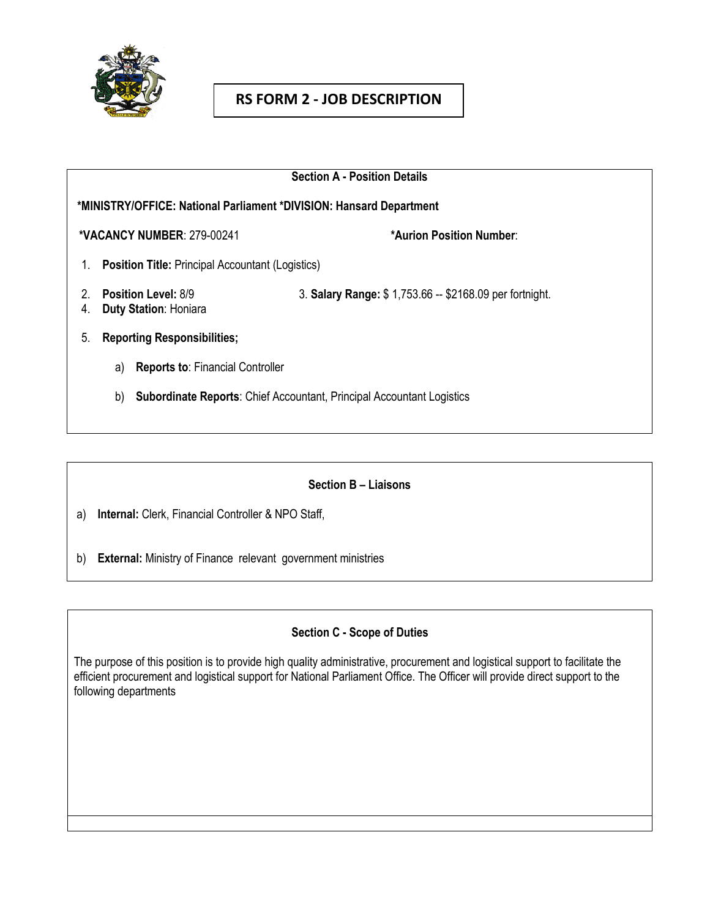# RS FORM 2 - JOB DESCRIPTION

**Section A - Position Details**

**\*MINISTRY/OFFICE: National Parliament \*DIVISION: Hansard Department**

**\*VACANCY NUMBER**: 279-00241 **\*Aurion Position Number**:

1. **Position Title:** Principal Accountant (Logistics)
2. **Position Level:** 8/9
3. **Salary Range:** $ 1,753.66 -- $2168.09 per fortnight.
4. **Duty Station**: Honiara
5. **Reporting Responsibilities;**
   a) **Reports to**: Financial Controller
   b) **Subordinate Reports**: Chief Accountant, Principal Accountant Logistics

**Section B – Liaisons**

a) **Internal:** Clerk, Financial Controller & NPO Staff,

b) **External:** Ministry of Finance relevant government ministries

**Section C - Scope of Duties**

The purpose of this position is to provide high quality administrative, procurement and logistical support to facilitate the efficient procurement and logistical support for National Parliament Office. The Officer will provide direct support to the following departments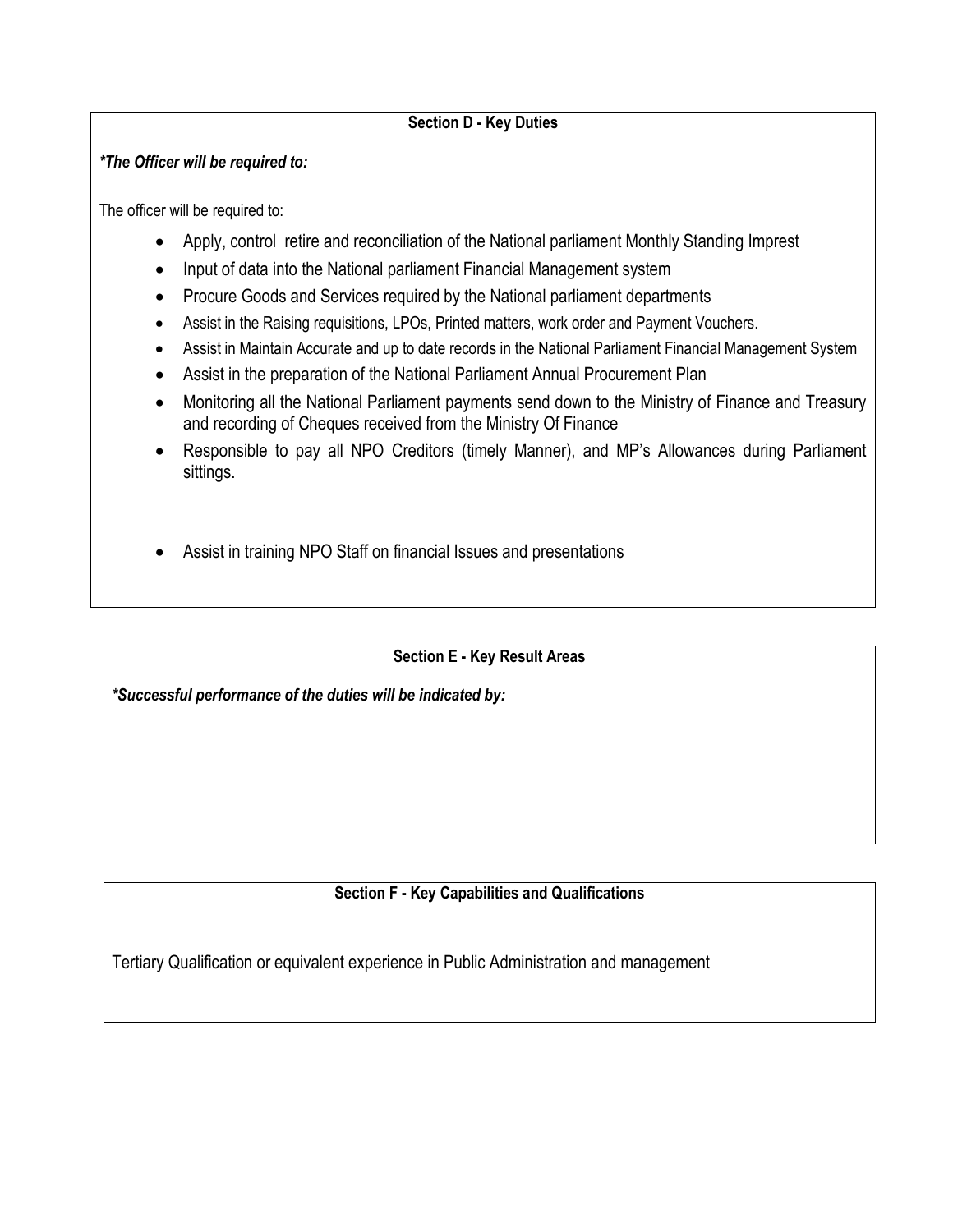### Section D - Key Duties

***The Officer will be required to:**

The officer will be required to:

- Apply, control retire and reconciliation of the National parliament Monthly Standing Imprest
- Input of data into the National parliament Financial Management system
- Procure Goods and Services required by the National parliament departments
- Assist in the Raising requisitions, LPOs, Printed matters, work order and Payment Vouchers.
- Assist in Maintain Accurate and up to date records in the National Parliament Financial Management System
- Assist in the preparation of the National Parliament Annual Procurement Plan
- Monitoring all the National Parliament payments send down to the Ministry of Finance and Treasury and recording of Cheques received from the Ministry Of Finance
- Responsible to pay all NPO Creditors (timely Manner), and MP's Allowances during Parliament sittings.
- Assist in training NPO Staff on financial Issues and presentations

### Section E - Key Result Areas

***Successful performance of the duties will be indicated by:**

### Section F - Key Capabilities and Qualifications

Tertiary Qualification or equivalent experience in Public Administration and management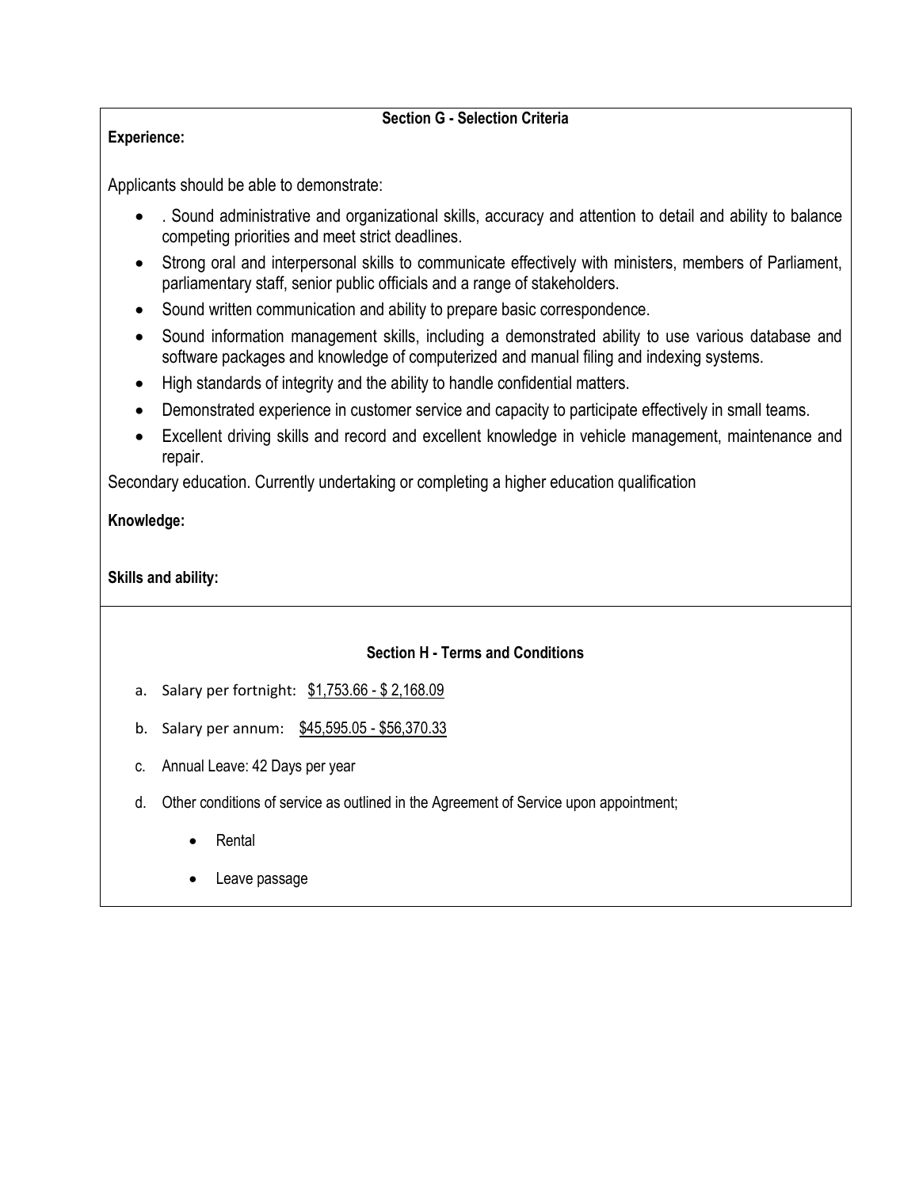## Section G - Selection Criteria

**Experience:**

Applicants should be able to demonstrate:

- . Sound administrative and organizational skills, accuracy and attention to detail and ability to balance competing priorities and meet strict deadlines.
- Strong oral and interpersonal skills to communicate effectively with ministers, members of Parliament, parliamentary staff, senior public officials and a range of stakeholders.
- Sound written communication and ability to prepare basic correspondence.
- Sound information management skills, including a demonstrated ability to use various database and software packages and knowledge of computerized and manual filing and indexing systems.
- High standards of integrity and the ability to handle confidential matters.
- Demonstrated experience in customer service and capacity to participate effectively in small teams.
- Excellent driving skills and record and excellent knowledge in vehicle management, maintenance and repair.

Secondary education. Currently undertaking or completing a higher education qualification

**Knowledge:**

**Skills and ability:**

## Section H - Terms and Conditions

a. Salary per fortnight: $1,753.66 - $ 2,168.09

b. Salary per annum: $45,595.05 - $56,370.33

c. Annual Leave: 42 Days per year

d. Other conditions of service as outlined in the Agreement of Service upon appointment;

- Rental
- Leave passage